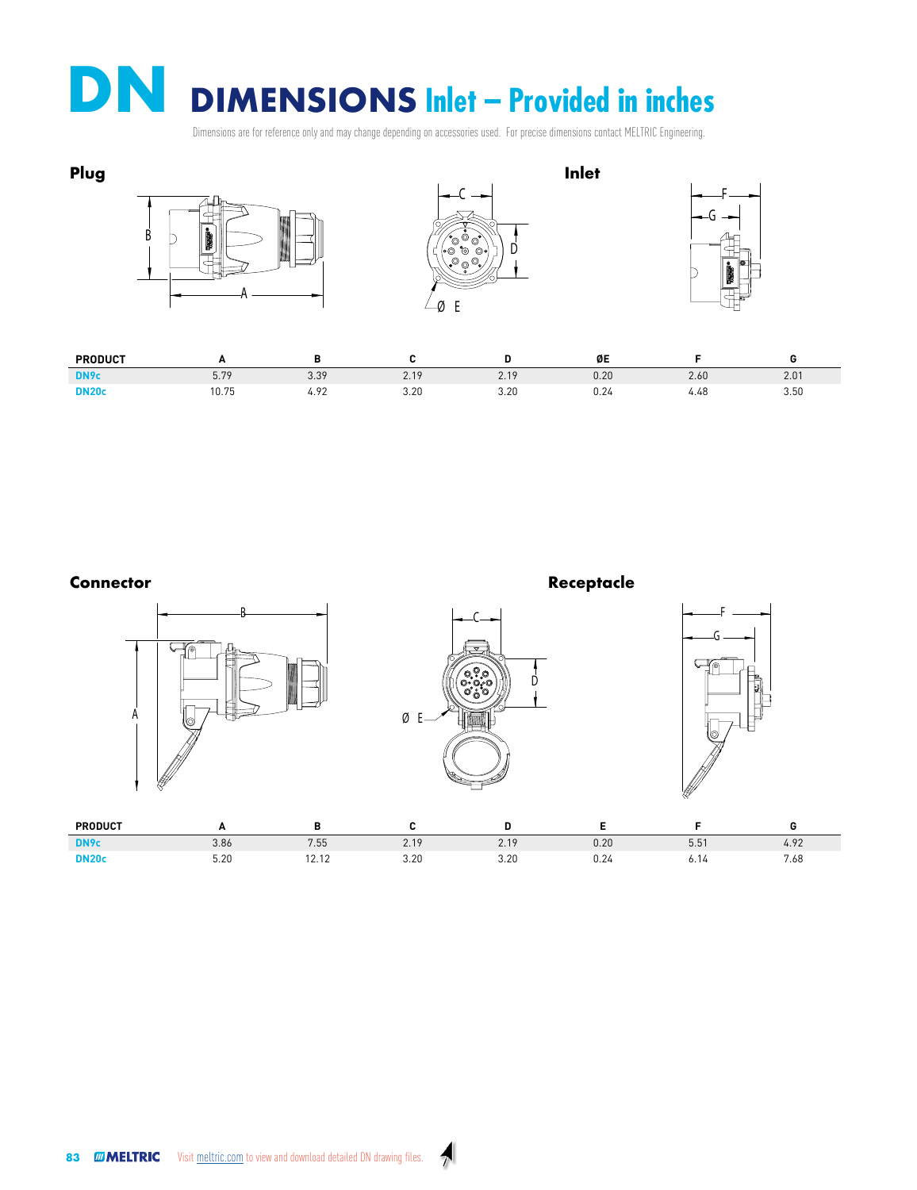# DN DIMENSIONS Inlet – Provided in inches

Dimensions are for reference only and may change depending on accessories used. For precise dimensions contact MELTRIC Engineering.

## Plug

## Inlet

| PRODUCT | A | B | C | D | ØE | F | G |
|---|---|---|---|---|---|---|---|
| DN9c | 5.79 | 3.39 | 2.19 | 2.19 | 0.20 | 2.60 | 2.01 |
| DN20c | 10.75 | 4.92 | 3.20 | 3.20 | 0.24 | 4.48 | 3.50 |

## Connector

## Receptacle

| PRODUCT | A | B | C | D | E | F | G |
|---|---|---|---|---|---|---|---|
| DN9c | 3.86 | 7.55 | 2.19 | 2.19 | 0.20 | 5.51 | 4.92 |
| DN20c | 5.20 | 12.12 | 3.20 | 3.20 | 0.24 | 6.14 | 7.68 |

Visit meltric.com to view and download detailed DN drawing files.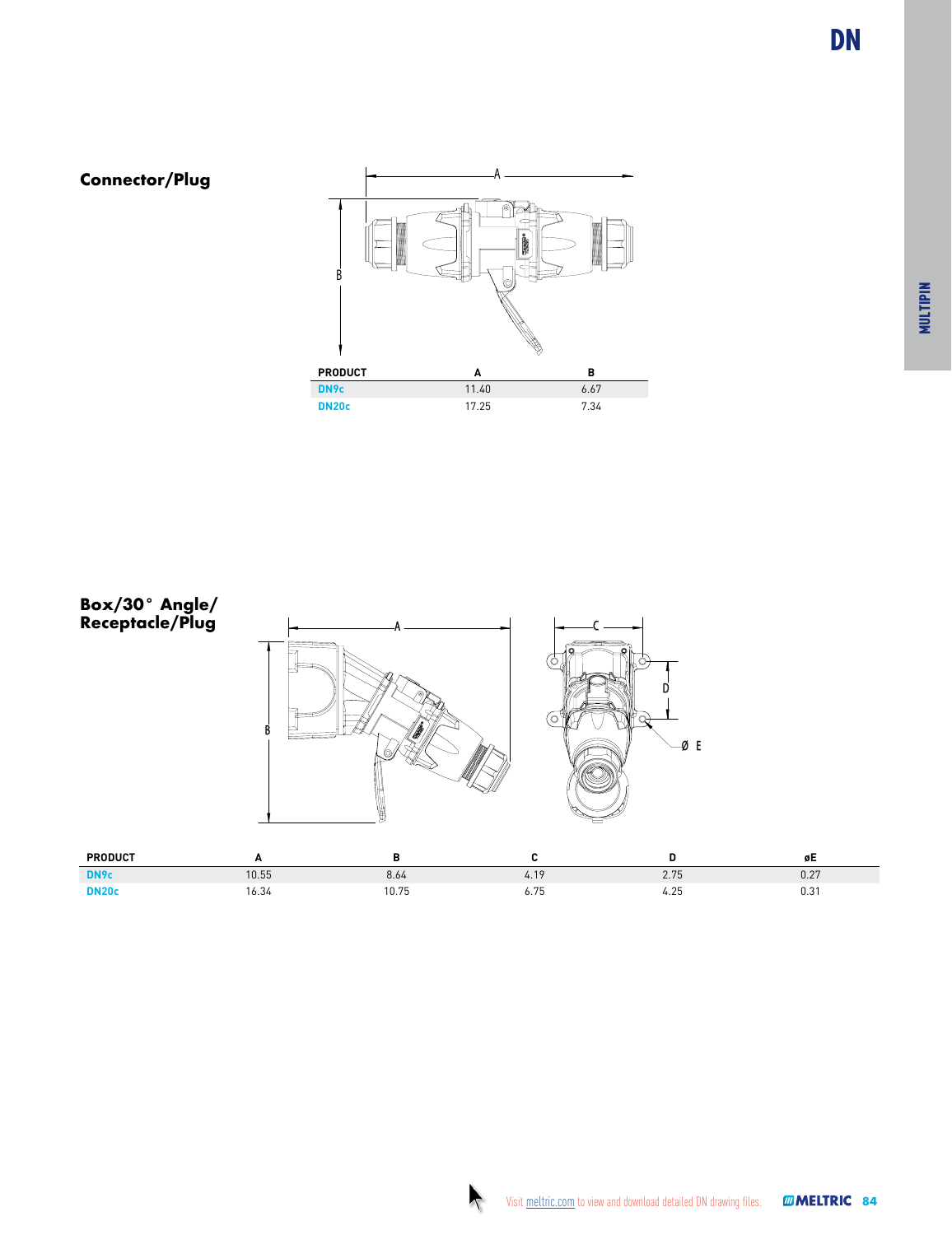## Connector/Plug

| PRODUCT | A | B |
| --- | --- | --- |
| DN9c | 11.40 | 6.67 |
| DN20c | 17.25 | 7.34 |

## Box/30° Angle/ Receptacle/Plug

| PRODUCT | A | B | C | D | øE |
| --- | --- | --- | --- | --- | --- |
| DN9c | 10.55 | 8.64 | 4.19 | 2.75 | 0.27 |
| DN20c | 16.34 | 10.75 | 6.75 | 4.25 | 0.31 |

Visit meltric.com to view and download detailed DN drawing files.